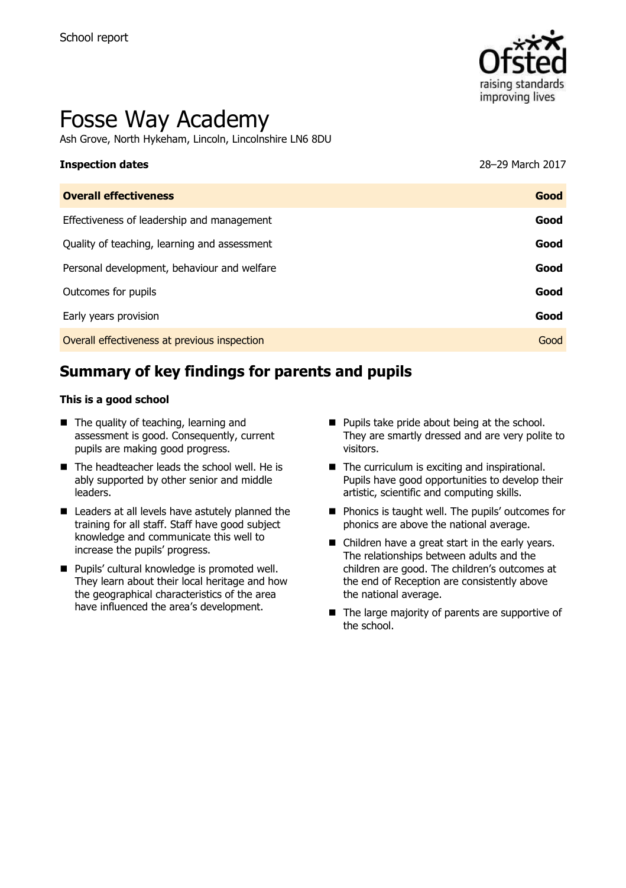School report

# Fosse Way Academy

Ash Grove, North Hykeham, Lincoln, Lincolnshire LN6 8DU

| **Inspection dates** | 28–29 March 2017 |
|---|---|
| **Overall effectiveness** | **Good** |
| Effectiveness of leadership and management | **Good** |
| Quality of teaching, learning and assessment | **Good** |
| Personal development, behaviour and welfare | **Good** |
| Outcomes for pupils | **Good** |
| Early years provision | **Good** |
| Overall effectiveness at previous inspection | Good |

## Summary of key findings for parents and pupils

**This is a good school**

- The quality of teaching, learning and assessment is good. Consequently, current pupils are making good progress.
- The headteacher leads the school well. He is ably supported by other senior and middle leaders.
- Leaders at all levels have astutely planned the training for all staff. Staff have good subject knowledge and communicate this well to increase the pupils' progress.
- Pupils' cultural knowledge is promoted well. They learn about their local heritage and how the geographical characteristics of the area have influenced the area's development.
- Pupils take pride about being at the school. They are smartly dressed and are very polite to visitors.
- The curriculum is exciting and inspirational. Pupils have good opportunities to develop their artistic, scientific and computing skills.
- Phonics is taught well. The pupils' outcomes for phonics are above the national average.
- Children have a great start in the early years. The relationships between adults and the children are good. The children's outcomes at the end of Reception are consistently above the national average.
- The large majority of parents are supportive of the school.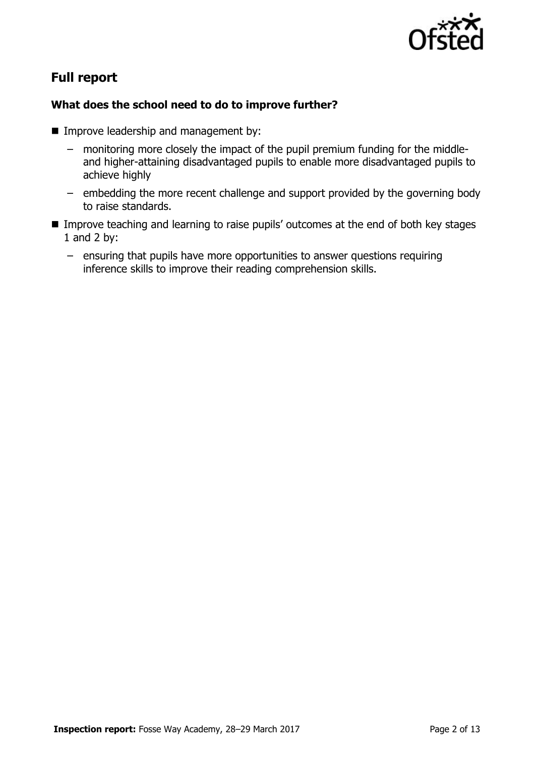## Full report

### What does the school need to do to improve further?

- Improve leadership and management by:
  - monitoring more closely the impact of the pupil premium funding for the middle- and higher-attaining disadvantaged pupils to enable more disadvantaged pupils to achieve highly
  - embedding the more recent challenge and support provided by the governing body to raise standards.
- Improve teaching and learning to raise pupils' outcomes at the end of both key stages 1 and 2 by:
  - ensuring that pupils have more opportunities to answer questions requiring inference skills to improve their reading comprehension skills.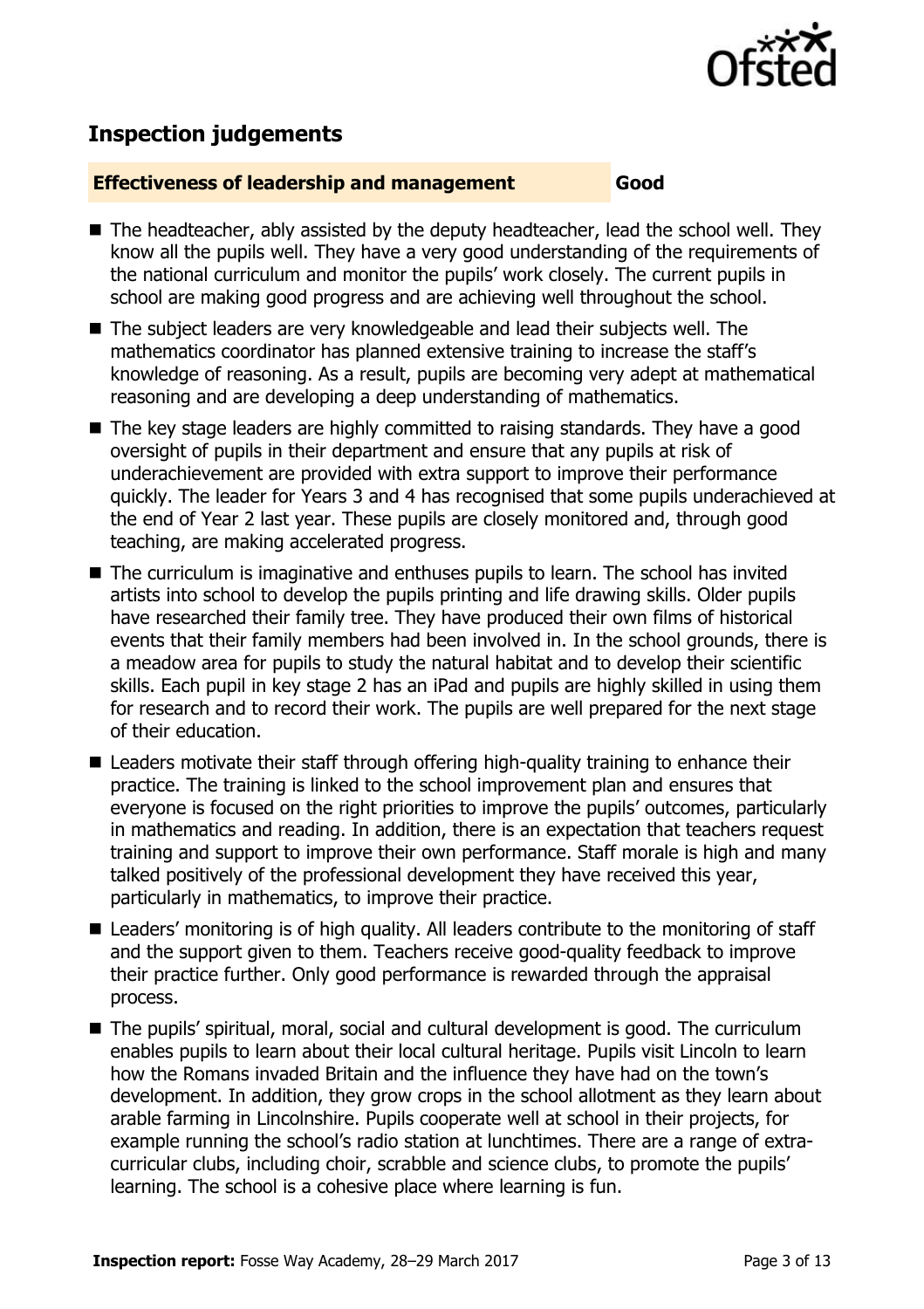## Inspection judgements

**Effectiveness of leadership and management** **Good**

- The headteacher, ably assisted by the deputy headteacher, lead the school well. They know all the pupils well. They have a very good understanding of the requirements of the national curriculum and monitor the pupils' work closely. The current pupils in school are making good progress and are achieving well throughout the school.
- The subject leaders are very knowledgeable and lead their subjects well. The mathematics coordinator has planned extensive training to increase the staff's knowledge of reasoning. As a result, pupils are becoming very adept at mathematical reasoning and are developing a deep understanding of mathematics.
- The key stage leaders are highly committed to raising standards. They have a good oversight of pupils in their department and ensure that any pupils at risk of underachievement are provided with extra support to improve their performance quickly. The leader for Years 3 and 4 has recognised that some pupils underachieved at the end of Year 2 last year. These pupils are closely monitored and, through good teaching, are making accelerated progress.
- The curriculum is imaginative and enthuses pupils to learn. The school has invited artists into school to develop the pupils printing and life drawing skills. Older pupils have researched their family tree. They have produced their own films of historical events that their family members had been involved in. In the school grounds, there is a meadow area for pupils to study the natural habitat and to develop their scientific skills. Each pupil in key stage 2 has an iPad and pupils are highly skilled in using them for research and to record their work. The pupils are well prepared for the next stage of their education.
- Leaders motivate their staff through offering high-quality training to enhance their practice. The training is linked to the school improvement plan and ensures that everyone is focused on the right priorities to improve the pupils' outcomes, particularly in mathematics and reading. In addition, there is an expectation that teachers request training and support to improve their own performance. Staff morale is high and many talked positively of the professional development they have received this year, particularly in mathematics, to improve their practice.
- Leaders' monitoring is of high quality. All leaders contribute to the monitoring of staff and the support given to them. Teachers receive good-quality feedback to improve their practice further. Only good performance is rewarded through the appraisal process.
- The pupils' spiritual, moral, social and cultural development is good. The curriculum enables pupils to learn about their local cultural heritage. Pupils visit Lincoln to learn how the Romans invaded Britain and the influence they have had on the town's development. In addition, they grow crops in the school allotment as they learn about arable farming in Lincolnshire. Pupils cooperate well at school in their projects, for example running the school's radio station at lunchtimes. There are a range of extra-curricular clubs, including choir, scrabble and science clubs, to promote the pupils' learning. The school is a cohesive place where learning is fun.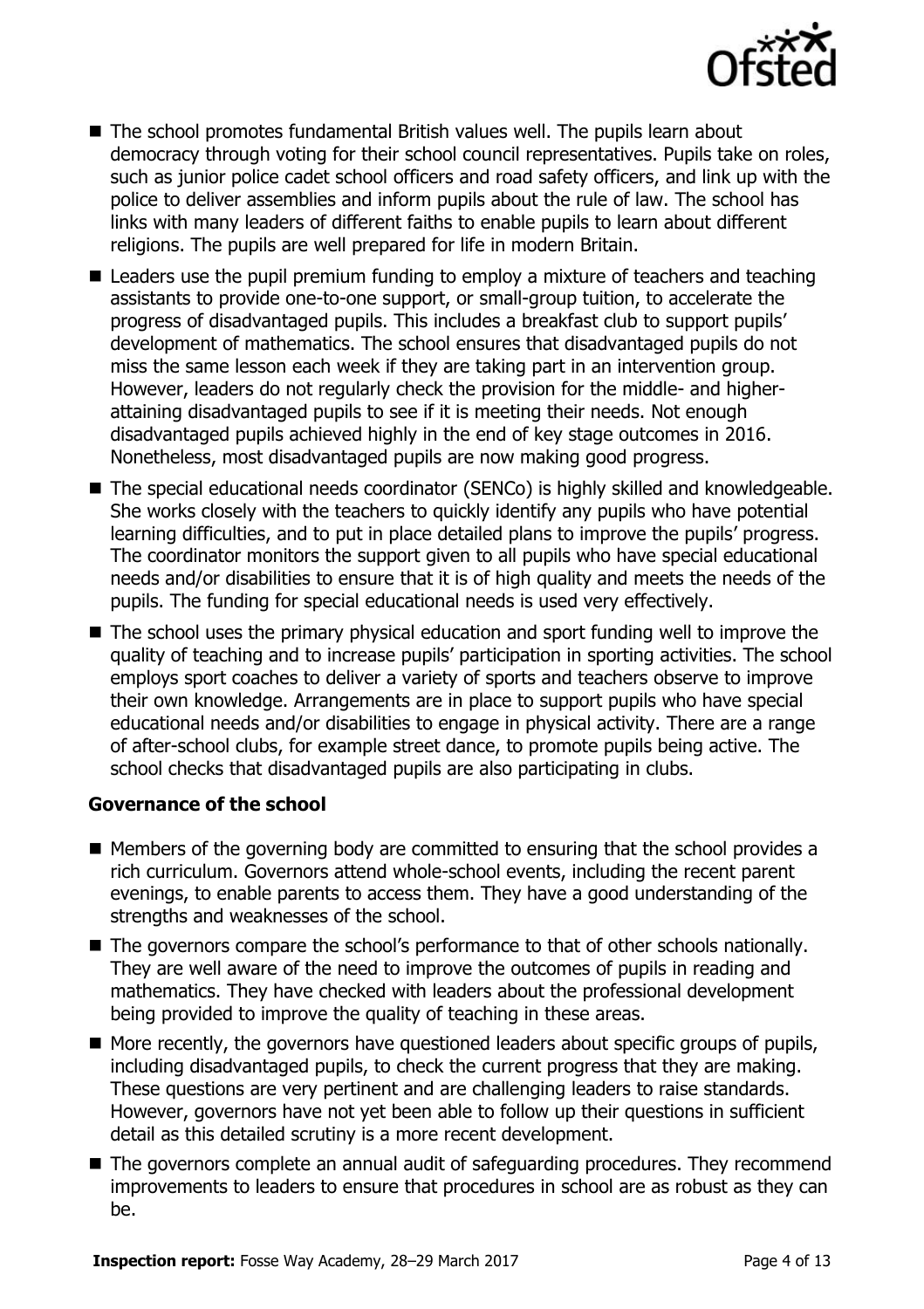- The school promotes fundamental British values well. The pupils learn about democracy through voting for their school council representatives. Pupils take on roles, such as junior police cadet school officers and road safety officers, and link up with the police to deliver assemblies and inform pupils about the rule of law. The school has links with many leaders of different faiths to enable pupils to learn about different religions. The pupils are well prepared for life in modern Britain.
- Leaders use the pupil premium funding to employ a mixture of teachers and teaching assistants to provide one-to-one support, or small-group tuition, to accelerate the progress of disadvantaged pupils. This includes a breakfast club to support pupils' development of mathematics. The school ensures that disadvantaged pupils do not miss the same lesson each week if they are taking part in an intervention group. However, leaders do not regularly check the provision for the middle- and higher-attaining disadvantaged pupils to see if it is meeting their needs. Not enough disadvantaged pupils achieved highly in the end of key stage outcomes in 2016. Nonetheless, most disadvantaged pupils are now making good progress.
- The special educational needs coordinator (SENCo) is highly skilled and knowledgeable. She works closely with the teachers to quickly identify any pupils who have potential learning difficulties, and to put in place detailed plans to improve the pupils' progress. The coordinator monitors the support given to all pupils who have special educational needs and/or disabilities to ensure that it is of high quality and meets the needs of the pupils. The funding for special educational needs is used very effectively.
- The school uses the primary physical education and sport funding well to improve the quality of teaching and to increase pupils' participation in sporting activities. The school employs sport coaches to deliver a variety of sports and teachers observe to improve their own knowledge. Arrangements are in place to support pupils who have special educational needs and/or disabilities to engage in physical activity. There are a range of after-school clubs, for example street dance, to promote pupils being active. The school checks that disadvantaged pupils are also participating in clubs.

**Governance of the school**

- Members of the governing body are committed to ensuring that the school provides a rich curriculum. Governors attend whole-school events, including the recent parent evenings, to enable parents to access them. They have a good understanding of the strengths and weaknesses of the school.
- The governors compare the school's performance to that of other schools nationally. They are well aware of the need to improve the outcomes of pupils in reading and mathematics. They have checked with leaders about the professional development being provided to improve the quality of teaching in these areas.
- More recently, the governors have questioned leaders about specific groups of pupils, including disadvantaged pupils, to check the current progress that they are making. These questions are very pertinent and are challenging leaders to raise standards. However, governors have not yet been able to follow up their questions in sufficient detail as this detailed scrutiny is a more recent development.
- The governors complete an annual audit of safeguarding procedures. They recommend improvements to leaders to ensure that procedures in school are as robust as they can be.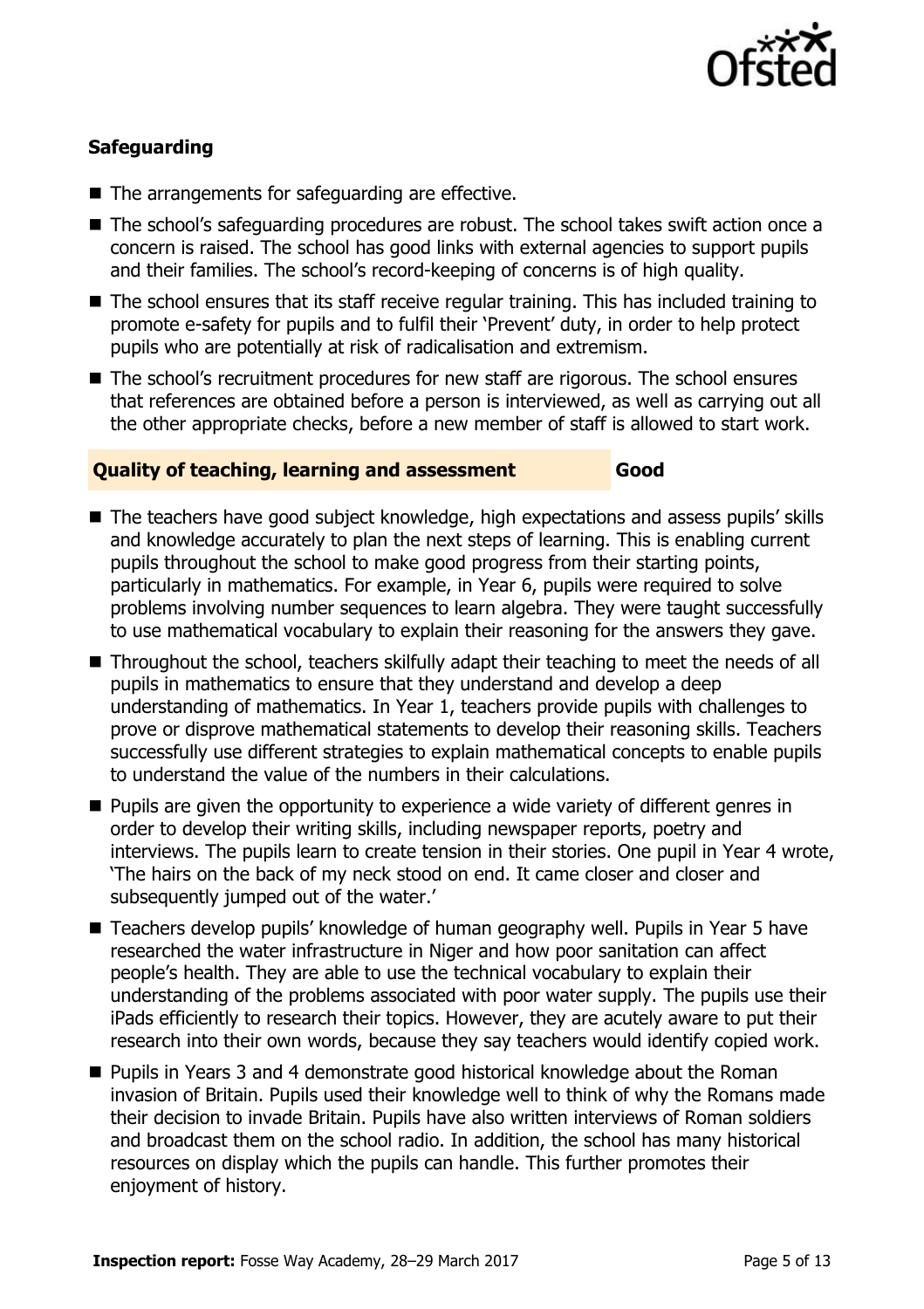### Safeguarding

- The arrangements for safeguarding are effective.
- The school's safeguarding procedures are robust. The school takes swift action once a concern is raised. The school has good links with external agencies to support pupils and their families. The school's record-keeping of concerns is of high quality.
- The school ensures that its staff receive regular training. This has included training to promote e-safety for pupils and to fulfil their 'Prevent' duty, in order to help protect pupils who are potentially at risk of radicalisation and extremism.
- The school's recruitment procedures for new staff are rigorous. The school ensures that references are obtained before a person is interviewed, as well as carrying out all the other appropriate checks, before a new member of staff is allowed to start work.

### Quality of teaching, learning and assessment — Good

- The teachers have good subject knowledge, high expectations and assess pupils' skills and knowledge accurately to plan the next steps of learning. This is enabling current pupils throughout the school to make good progress from their starting points, particularly in mathematics. For example, in Year 6, pupils were required to solve problems involving number sequences to learn algebra. They were taught successfully to use mathematical vocabulary to explain their reasoning for the answers they gave.
- Throughout the school, teachers skilfully adapt their teaching to meet the needs of all pupils in mathematics to ensure that they understand and develop a deep understanding of mathematics. In Year 1, teachers provide pupils with challenges to prove or disprove mathematical statements to develop their reasoning skills. Teachers successfully use different strategies to explain mathematical concepts to enable pupils to understand the value of the numbers in their calculations.
- Pupils are given the opportunity to experience a wide variety of different genres in order to develop their writing skills, including newspaper reports, poetry and interviews. The pupils learn to create tension in their stories. One pupil in Year 4 wrote, 'The hairs on the back of my neck stood on end. It came closer and closer and subsequently jumped out of the water.'
- Teachers develop pupils' knowledge of human geography well. Pupils in Year 5 have researched the water infrastructure in Niger and how poor sanitation can affect people's health. They are able to use the technical vocabulary to explain their understanding of the problems associated with poor water supply. The pupils use their iPads efficiently to research their topics. However, they are acutely aware to put their research into their own words, because they say teachers would identify copied work.
- Pupils in Years 3 and 4 demonstrate good historical knowledge about the Roman invasion of Britain. Pupils used their knowledge well to think of why the Romans made their decision to invade Britain. Pupils have also written interviews of Roman soldiers and broadcast them on the school radio. In addition, the school has many historical resources on display which the pupils can handle. This further promotes their enjoyment of history.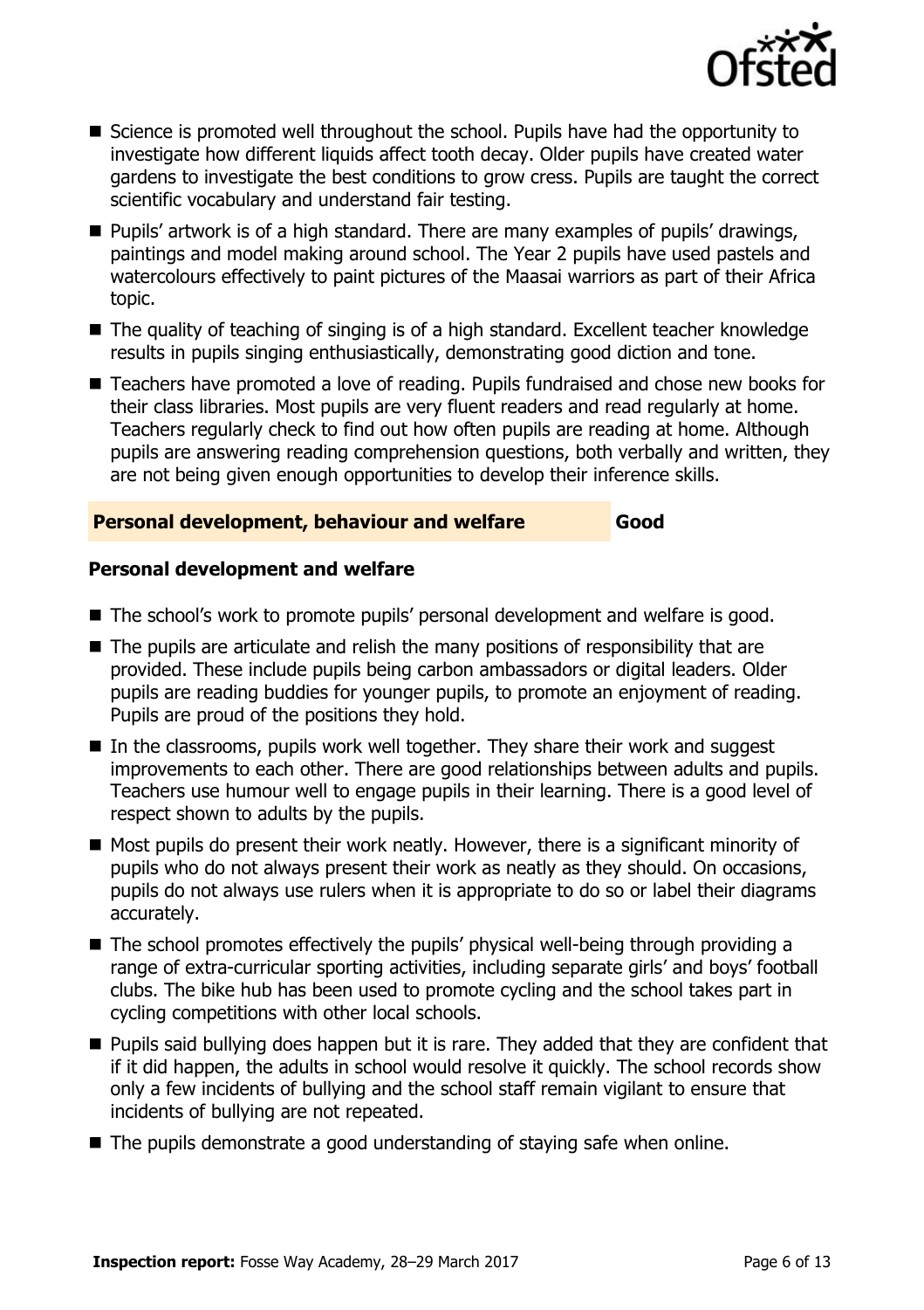- Science is promoted well throughout the school. Pupils have had the opportunity to investigate how different liquids affect tooth decay. Older pupils have created water gardens to investigate the best conditions to grow cress. Pupils are taught the correct scientific vocabulary and understand fair testing.
- Pupils' artwork is of a high standard. There are many examples of pupils' drawings, paintings and model making around school. The Year 2 pupils have used pastels and watercolours effectively to paint pictures of the Maasai warriors as part of their Africa topic.
- The quality of teaching of singing is of a high standard. Excellent teacher knowledge results in pupils singing enthusiastically, demonstrating good diction and tone.
- Teachers have promoted a love of reading. Pupils fundraised and chose new books for their class libraries. Most pupils are very fluent readers and read regularly at home. Teachers regularly check to find out how often pupils are reading at home. Although pupils are answering reading comprehension questions, both verbally and written, they are not being given enough opportunities to develop their inference skills.

## Personal development, behaviour and welfare — Good

### Personal development and welfare

- The school's work to promote pupils' personal development and welfare is good.
- The pupils are articulate and relish the many positions of responsibility that are provided. These include pupils being carbon ambassadors or digital leaders. Older pupils are reading buddies for younger pupils, to promote an enjoyment of reading. Pupils are proud of the positions they hold.
- In the classrooms, pupils work well together. They share their work and suggest improvements to each other. There are good relationships between adults and pupils. Teachers use humour well to engage pupils in their learning. There is a good level of respect shown to adults by the pupils.
- Most pupils do present their work neatly. However, there is a significant minority of pupils who do not always present their work as neatly as they should. On occasions, pupils do not always use rulers when it is appropriate to do so or label their diagrams accurately.
- The school promotes effectively the pupils' physical well-being through providing a range of extra-curricular sporting activities, including separate girls' and boys' football clubs. The bike hub has been used to promote cycling and the school takes part in cycling competitions with other local schools.
- Pupils said bullying does happen but it is rare. They added that they are confident that if it did happen, the adults in school would resolve it quickly. The school records show only a few incidents of bullying and the school staff remain vigilant to ensure that incidents of bullying are not repeated.
- The pupils demonstrate a good understanding of staying safe when online.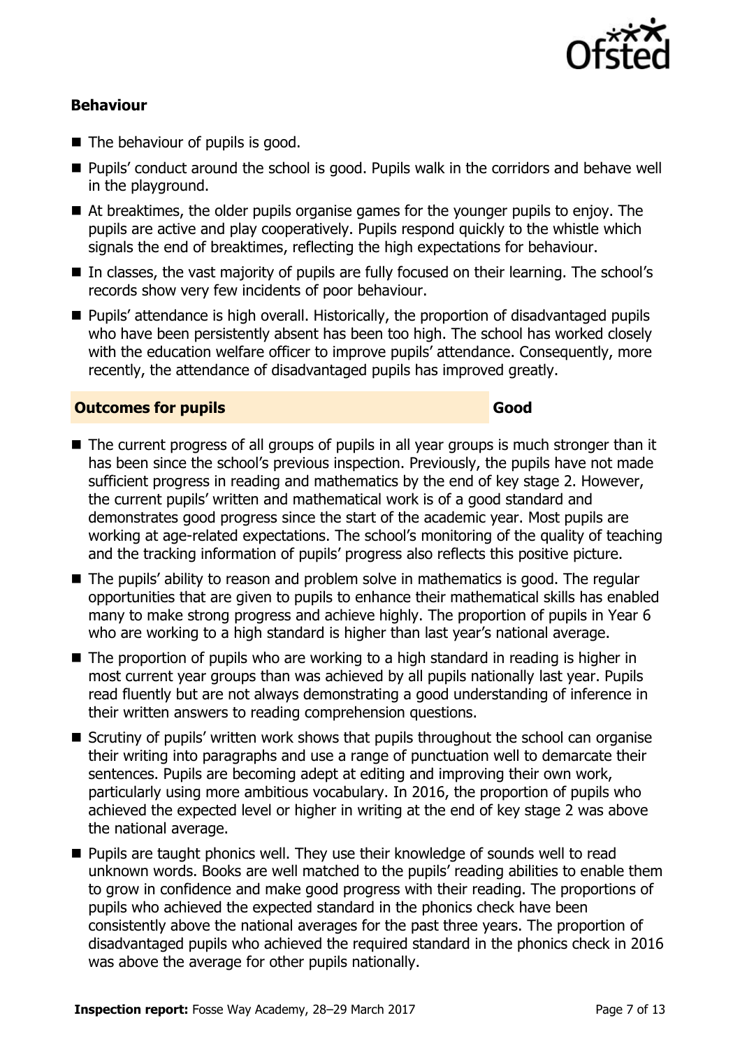### Behaviour

- The behaviour of pupils is good.
- Pupils' conduct around the school is good. Pupils walk in the corridors and behave well in the playground.
- At breaktimes, the older pupils organise games for the younger pupils to enjoy. The pupils are active and play cooperatively. Pupils respond quickly to the whistle which signals the end of breaktimes, reflecting the high expectations for behaviour.
- In classes, the vast majority of pupils are fully focused on their learning. The school's records show very few incidents of poor behaviour.
- Pupils' attendance is high overall. Historically, the proportion of disadvantaged pupils who have been persistently absent has been too high. The school has worked closely with the education welfare officer to improve pupils' attendance. Consequently, more recently, the attendance of disadvantaged pupils has improved greatly.

| **Outcomes for pupils** | **Good** |
|---|---|

- The current progress of all groups of pupils in all year groups is much stronger than it has been since the school's previous inspection. Previously, the pupils have not made sufficient progress in reading and mathematics by the end of key stage 2. However, the current pupils' written and mathematical work is of a good standard and demonstrates good progress since the start of the academic year. Most pupils are working at age-related expectations. The school's monitoring of the quality of teaching and the tracking information of pupils' progress also reflects this positive picture.
- The pupils' ability to reason and problem solve in mathematics is good. The regular opportunities that are given to pupils to enhance their mathematical skills has enabled many to make strong progress and achieve highly. The proportion of pupils in Year 6 who are working to a high standard is higher than last year's national average.
- The proportion of pupils who are working to a high standard in reading is higher in most current year groups than was achieved by all pupils nationally last year. Pupils read fluently but are not always demonstrating a good understanding of inference in their written answers to reading comprehension questions.
- Scrutiny of pupils' written work shows that pupils throughout the school can organise their writing into paragraphs and use a range of punctuation well to demarcate their sentences. Pupils are becoming adept at editing and improving their own work, particularly using more ambitious vocabulary. In 2016, the proportion of pupils who achieved the expected level or higher in writing at the end of key stage 2 was above the national average.
- Pupils are taught phonics well. They use their knowledge of sounds well to read unknown words. Books are well matched to the pupils' reading abilities to enable them to grow in confidence and make good progress with their reading. The proportions of pupils who achieved the expected standard in the phonics check have been consistently above the national averages for the past three years. The proportion of disadvantaged pupils who achieved the required standard in the phonics check in 2016 was above the average for other pupils nationally.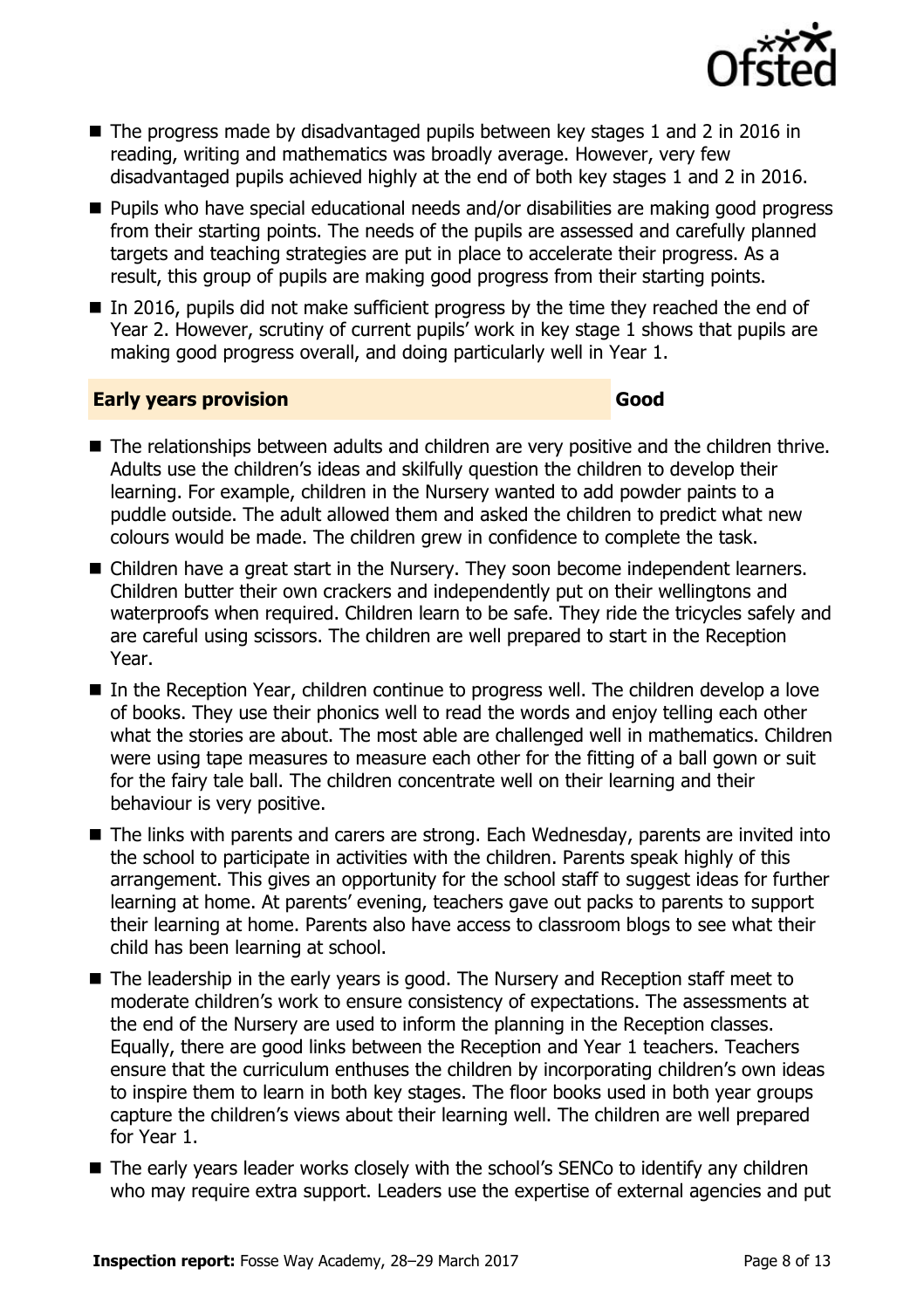- The progress made by disadvantaged pupils between key stages 1 and 2 in 2016 in reading, writing and mathematics was broadly average. However, very few disadvantaged pupils achieved highly at the end of both key stages 1 and 2 in 2016.
- Pupils who have special educational needs and/or disabilities are making good progress from their starting points. The needs of the pupils are assessed and carefully planned targets and teaching strategies are put in place to accelerate their progress. As a result, this group of pupils are making good progress from their starting points.
- In 2016, pupils did not make sufficient progress by the time they reached the end of Year 2. However, scrutiny of current pupils' work in key stage 1 shows that pupils are making good progress overall, and doing particularly well in Year 1.

## Early years provision — Good

- The relationships between adults and children are very positive and the children thrive. Adults use the children's ideas and skilfully question the children to develop their learning. For example, children in the Nursery wanted to add powder paints to a puddle outside. The adult allowed them and asked the children to predict what new colours would be made. The children grew in confidence to complete the task.
- Children have a great start in the Nursery. They soon become independent learners. Children butter their own crackers and independently put on their wellingtons and waterproofs when required. Children learn to be safe. They ride the tricycles safely and are careful using scissors. The children are well prepared to start in the Reception Year.
- In the Reception Year, children continue to progress well. The children develop a love of books. They use their phonics well to read the words and enjoy telling each other what the stories are about. The most able are challenged well in mathematics. Children were using tape measures to measure each other for the fitting of a ball gown or suit for the fairy tale ball. The children concentrate well on their learning and their behaviour is very positive.
- The links with parents and carers are strong. Each Wednesday, parents are invited into the school to participate in activities with the children. Parents speak highly of this arrangement. This gives an opportunity for the school staff to suggest ideas for further learning at home. At parents' evening, teachers gave out packs to parents to support their learning at home. Parents also have access to classroom blogs to see what their child has been learning at school.
- The leadership in the early years is good. The Nursery and Reception staff meet to moderate children's work to ensure consistency of expectations. The assessments at the end of the Nursery are used to inform the planning in the Reception classes. Equally, there are good links between the Reception and Year 1 teachers. Teachers ensure that the curriculum enthuses the children by incorporating children's own ideas to inspire them to learn in both key stages. The floor books used in both year groups capture the children's views about their learning well. The children are well prepared for Year 1.
- The early years leader works closely with the school's SENCo to identify any children who may require extra support. Leaders use the expertise of external agencies and put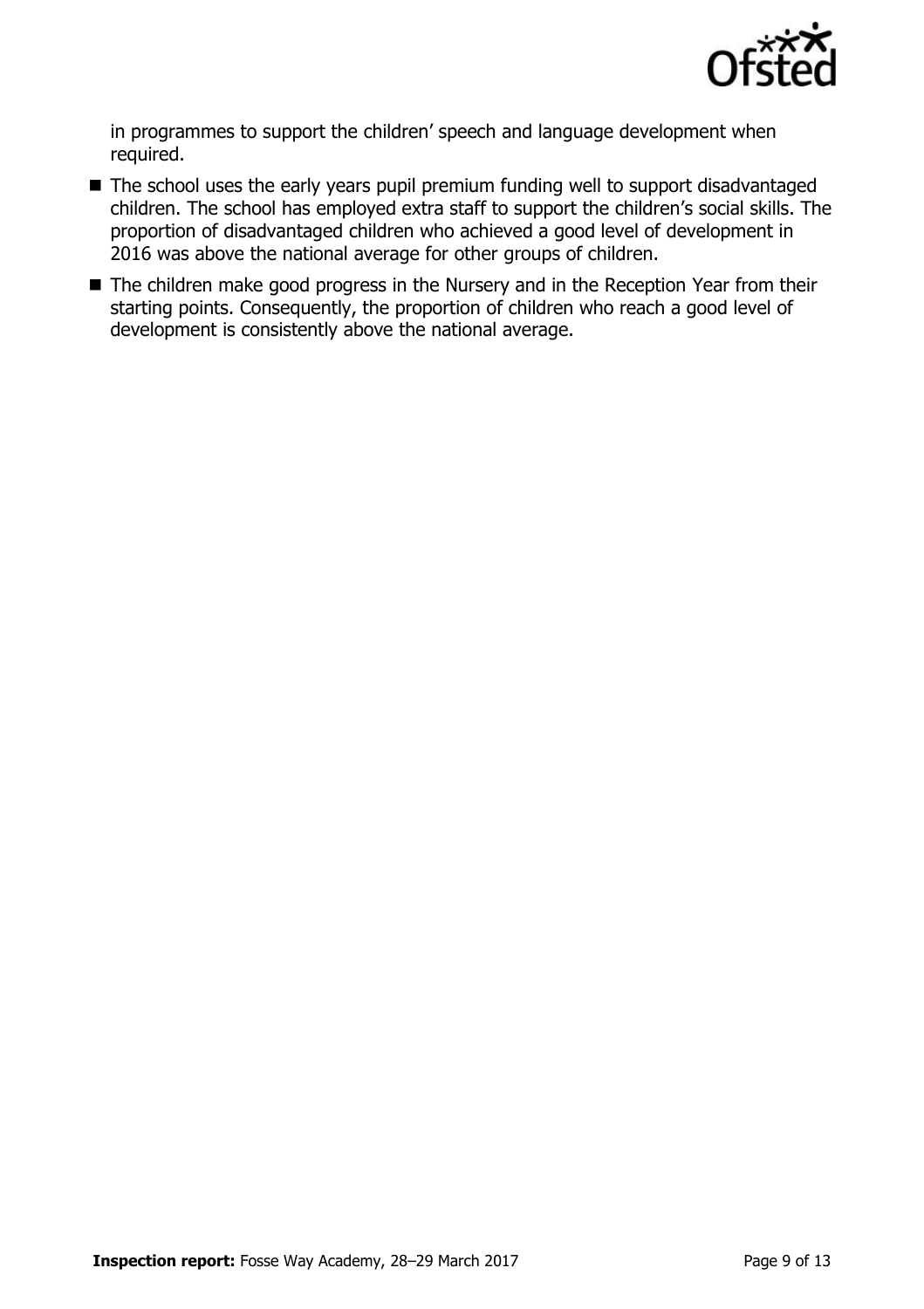in programmes to support the children' speech and language development when required.

- The school uses the early years pupil premium funding well to support disadvantaged children. The school has employed extra staff to support the children's social skills. The proportion of disadvantaged children who achieved a good level of development in 2016 was above the national average for other groups of children.
- The children make good progress in the Nursery and in the Reception Year from their starting points. Consequently, the proportion of children who reach a good level of development is consistently above the national average.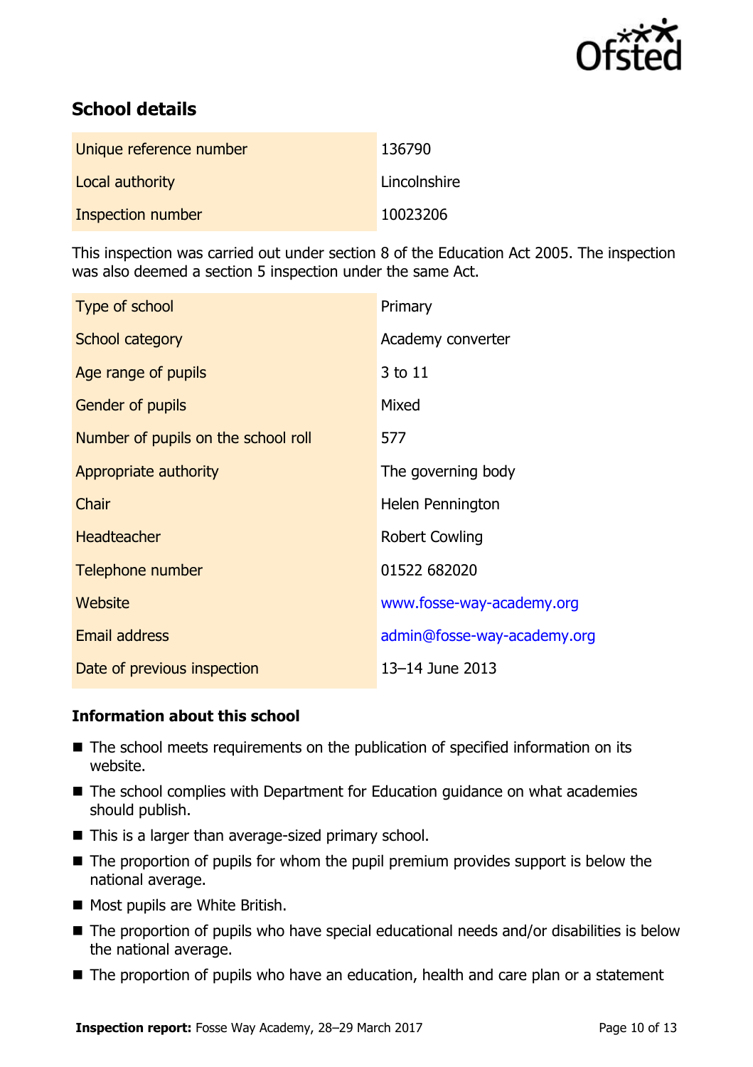## School details

| Unique reference number | 136790 |
| --- | --- |
| Local authority | Lincolnshire |
| Inspection number | 10023206 |

This inspection was carried out under section 8 of the Education Act 2005. The inspection was also deemed a section 5 inspection under the same Act.

| Type of school | Primary |
| --- | --- |
| School category | Academy converter |
| Age range of pupils | 3 to 11 |
| Gender of pupils | Mixed |
| Number of pupils on the school roll | 577 |
| Appropriate authority | The governing body |
| Chair | Helen Pennington |
| Headteacher | Robert Cowling |
| Telephone number | 01522 682020 |
| Website | www.fosse-way-academy.org |
| Email address | admin@fosse-way-academy.org |
| Date of previous inspection | 13–14 June 2013 |

### Information about this school

- The school meets requirements on the publication of specified information on its website.
- The school complies with Department for Education guidance on what academies should publish.
- This is a larger than average-sized primary school.
- The proportion of pupils for whom the pupil premium provides support is below the national average.
- Most pupils are White British.
- The proportion of pupils who have special educational needs and/or disabilities is below the national average.
- The proportion of pupils who have an education, health and care plan or a statement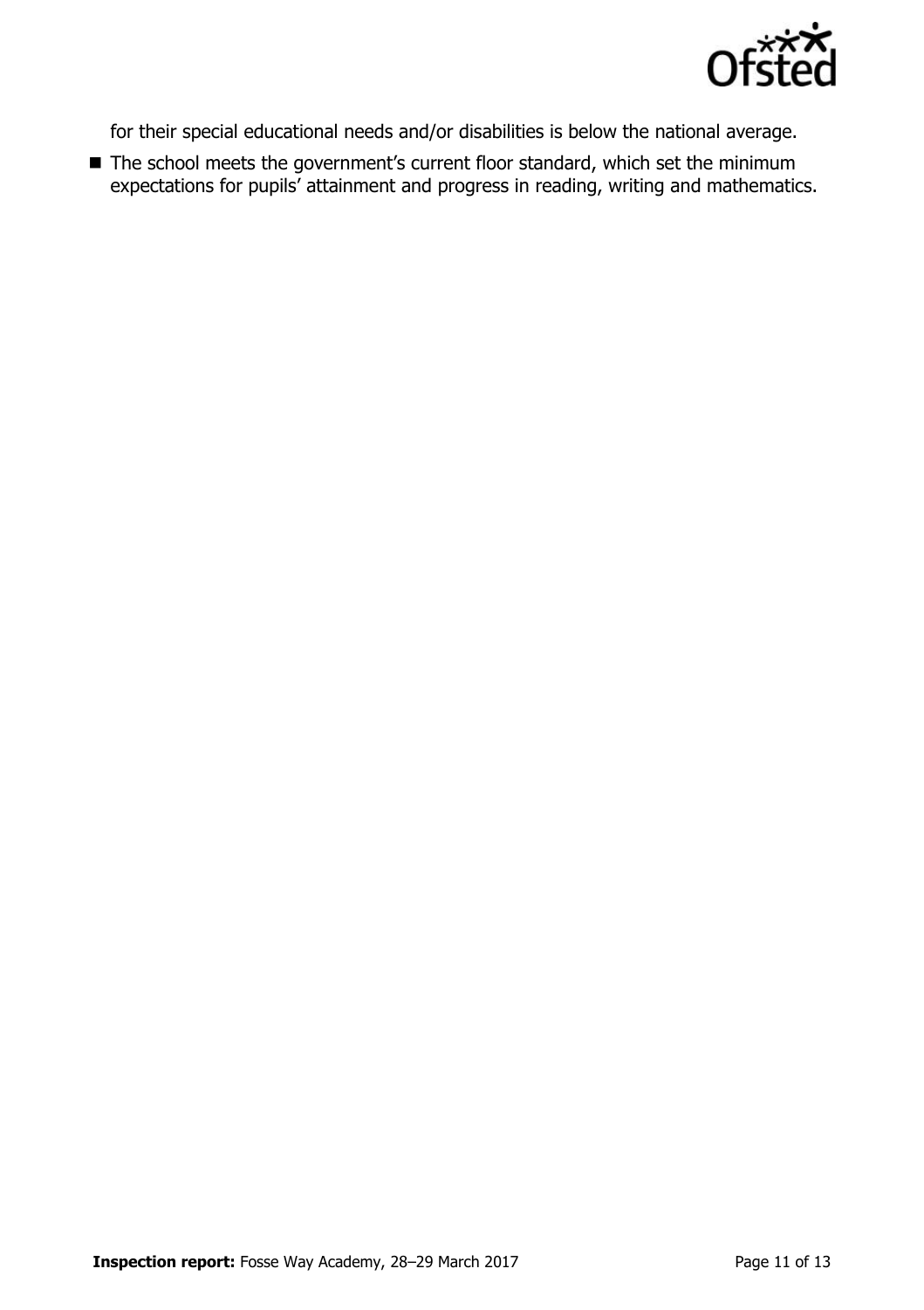for their special educational needs and/or disabilities is below the national average.

- The school meets the government's current floor standard, which set the minimum expectations for pupils' attainment and progress in reading, writing and mathematics.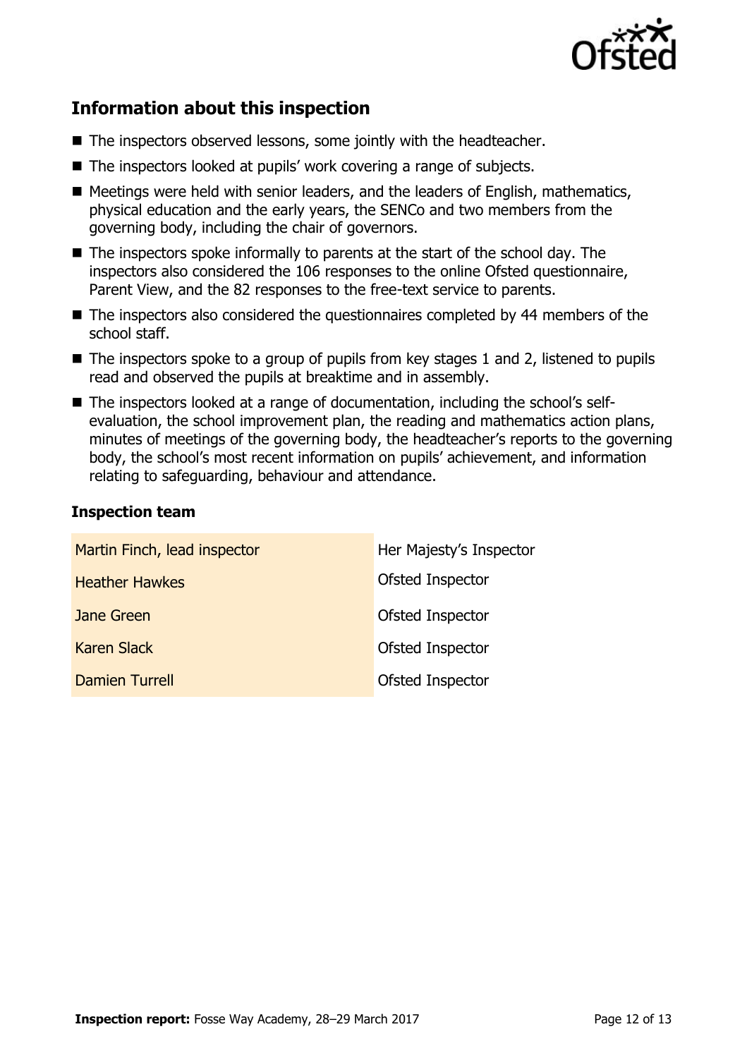## Information about this inspection

- The inspectors observed lessons, some jointly with the headteacher.
- The inspectors looked at pupils' work covering a range of subjects.
- Meetings were held with senior leaders, and the leaders of English, mathematics, physical education and the early years, the SENCo and two members from the governing body, including the chair of governors.
- The inspectors spoke informally to parents at the start of the school day. The inspectors also considered the 106 responses to the online Ofsted questionnaire, Parent View, and the 82 responses to the free-text service to parents.
- The inspectors also considered the questionnaires completed by 44 members of the school staff.
- The inspectors spoke to a group of pupils from key stages 1 and 2, listened to pupils read and observed the pupils at breaktime and in assembly.
- The inspectors looked at a range of documentation, including the school's self-evaluation, the school improvement plan, the reading and mathematics action plans, minutes of meetings of the governing body, the headteacher's reports to the governing body, the school's most recent information on pupils' achievement, and information relating to safeguarding, behaviour and attendance.

### Inspection team

| | |
|---|---|
| Martin Finch, lead inspector | Her Majesty's Inspector |
| Heather Hawkes | Ofsted Inspector |
| Jane Green | Ofsted Inspector |
| Karen Slack | Ofsted Inspector |
| Damien Turrell | Ofsted Inspector |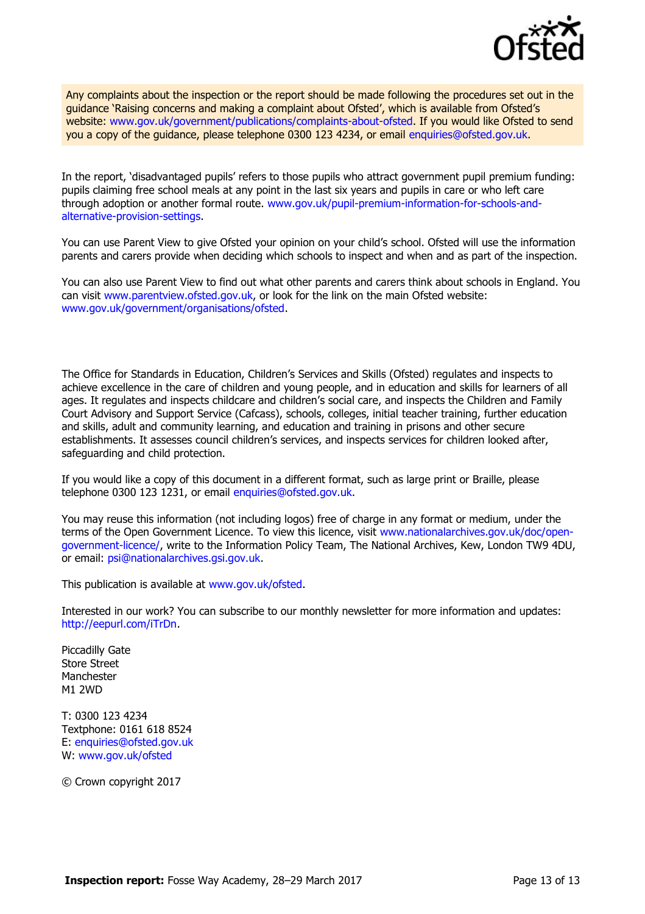Any complaints about the inspection or the report should be made following the procedures set out in the guidance 'Raising concerns and making a complaint about Ofsted', which is available from Ofsted's website: www.gov.uk/government/publications/complaints-about-ofsted. If you would like Ofsted to send you a copy of the guidance, please telephone 0300 123 4234, or email enquiries@ofsted.gov.uk.

In the report, 'disadvantaged pupils' refers to those pupils who attract government pupil premium funding: pupils claiming free school meals at any point in the last six years and pupils in care or who left care through adoption or another formal route. www.gov.uk/pupil-premium-information-for-schools-and-alternative-provision-settings.

You can use Parent View to give Ofsted your opinion on your child's school. Ofsted will use the information parents and carers provide when deciding which schools to inspect and when and as part of the inspection.

You can also use Parent View to find out what other parents and carers think about schools in England. You can visit www.parentview.ofsted.gov.uk, or look for the link on the main Ofsted website: www.gov.uk/government/organisations/ofsted.

The Office for Standards in Education, Children's Services and Skills (Ofsted) regulates and inspects to achieve excellence in the care of children and young people, and in education and skills for learners of all ages. It regulates and inspects childcare and children's social care, and inspects the Children and Family Court Advisory and Support Service (Cafcass), schools, colleges, initial teacher training, further education and skills, adult and community learning, and education and training in prisons and other secure establishments. It assesses council children's services, and inspects services for children looked after, safeguarding and child protection.

If you would like a copy of this document in a different format, such as large print or Braille, please telephone 0300 123 1231, or email enquiries@ofsted.gov.uk.

You may reuse this information (not including logos) free of charge in any format or medium, under the terms of the Open Government Licence. To view this licence, visit www.nationalarchives.gov.uk/doc/open-government-licence/, write to the Information Policy Team, The National Archives, Kew, London TW9 4DU, or email: psi@nationalarchives.gsi.gov.uk.

This publication is available at www.gov.uk/ofsted.

Interested in our work? You can subscribe to our monthly newsletter for more information and updates: http://eepurl.com/iTrDn.

Piccadilly Gate
Store Street
Manchester
M1 2WD

T: 0300 123 4234
Textphone: 0161 618 8524
E: enquiries@ofsted.gov.uk
W: www.gov.uk/ofsted

© Crown copyright 2017